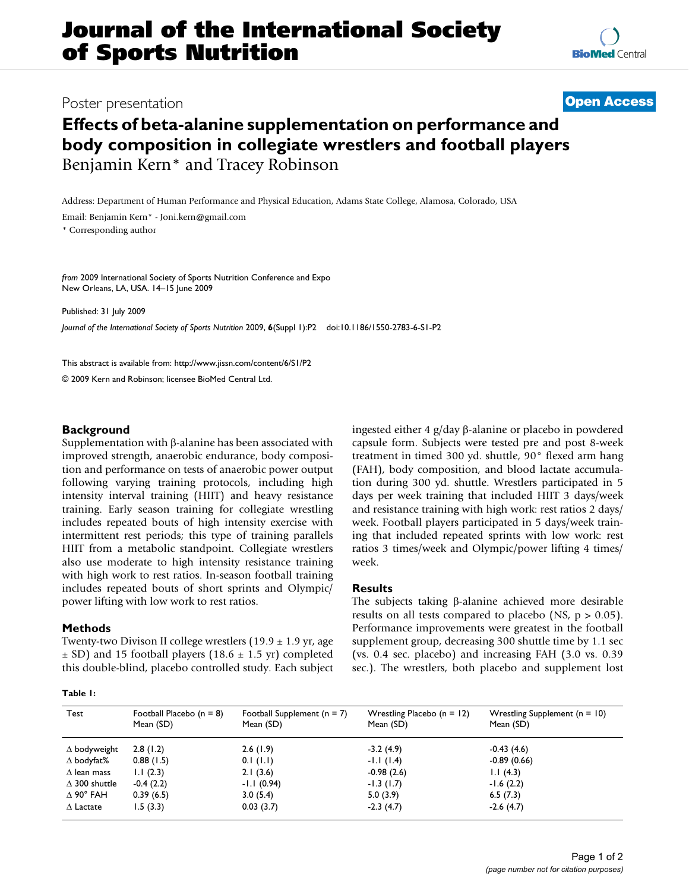# Journal of the International Society of Sports Nutrition

Poster presentation

**Open Access**

# Effects of beta-alanine supplementation on performance and body composition in collegiate wrestlers and football players

Benjamin Kern* and Tracey Robinson

Address: Department of Human Performance and Physical Education, Adams State College, Alamosa, Colorado, USA

Email: Benjamin Kern* - Joni.kern@gmail.com

* Corresponding author

*from* 2009 International Society of Sports Nutrition Conference and Expo
New Orleans, LA, USA. 14–15 June 2009

Published: 31 July 2009

*Journal of the International Society of Sports Nutrition* 2009, **6**(Suppl 1):P2 doi:10.1186/1550-2783-6-S1-P2

This abstract is available from: http://www.jissn.com/content/6/S1/P2

© 2009 Kern and Robinson; licensee BioMed Central Ltd.

## Background

Supplementation with β-alanine has been associated with improved strength, anaerobic endurance, body composition and performance on tests of anaerobic power output following varying training protocols, including high intensity interval training (HIIT) and heavy resistance training. Early season training for collegiate wrestling includes repeated bouts of high intensity exercise with intermittent rest periods; this type of training parallels HIIT from a metabolic standpoint. Collegiate wrestlers also use moderate to high intensity resistance training with high work to rest ratios. In-season football training includes repeated bouts of short sprints and Olympic/power lifting with low work to rest ratios.

## Methods

Twenty-two Divison II college wrestlers (19.9 ± 1.9 yr, age ± SD) and 15 football players (18.6 ± 1.5 yr) completed this double-blind, placebo controlled study. Each subject ingested either 4 g/day β-alanine or placebo in powdered capsule form. Subjects were tested pre and post 8-week treatment in timed 300 yd. shuttle, 90° flexed arm hang (FAH), body composition, and blood lactate accumulation during 300 yd. shuttle. Wrestlers participated in 5 days per week training that included HIIT 3 days/week and resistance training with high work: rest ratios 2 days/ week. Football players participated in 5 days/week training that included repeated sprints with low work: rest ratios 3 times/week and Olympic/power lifting 4 times/ week.

## Results

The subjects taking β-alanine achieved more desirable results on all tests compared to placebo (NS, $p > 0.05$). Performance improvements were greatest in the football supplement group, decreasing 300 shuttle time by 1.1 sec (vs. 0.4 sec. placebo) and increasing FAH (3.0 vs. 0.39 sec.). The wrestlers, both placebo and supplement lost

**Table 1:**

| Test | Football Placebo (n = 8) Mean (SD) | Football Supplement (n = 7) Mean (SD) | Wrestling Placebo (n = 12) Mean (SD) | Wrestling Supplement (n = 10) Mean (SD) |
|---|---|---|---|---|
| Δ bodyweight | 2.8 (1.2) | 2.6 (1.9) | -3.2 (4.9) | -0.43 (4.6) |
| Δ bodyfat% | 0.88 (1.5) | 0.1 (1.1) | -1.1 (1.4) | -0.89 (0.66) |
| Δ lean mass | 1.1 (2.3) | 2.1 (3.6) | -0.98 (2.6) | 1.1 (4.3) |
| Δ 300 shuttle | -0.4 (2.2) | -1.1 (0.94) | -1.3 (1.7) | -1.6 (2.2) |
| Δ 90° FAH | 0.39 (6.5) | 3.0 (5.4) | 5.0 (3.9) | 6.5 (7.3) |
| Δ Lactate | 1.5 (3.3) | 0.03 (3.7) | -2.3 (4.7) | -2.6 (4.7) |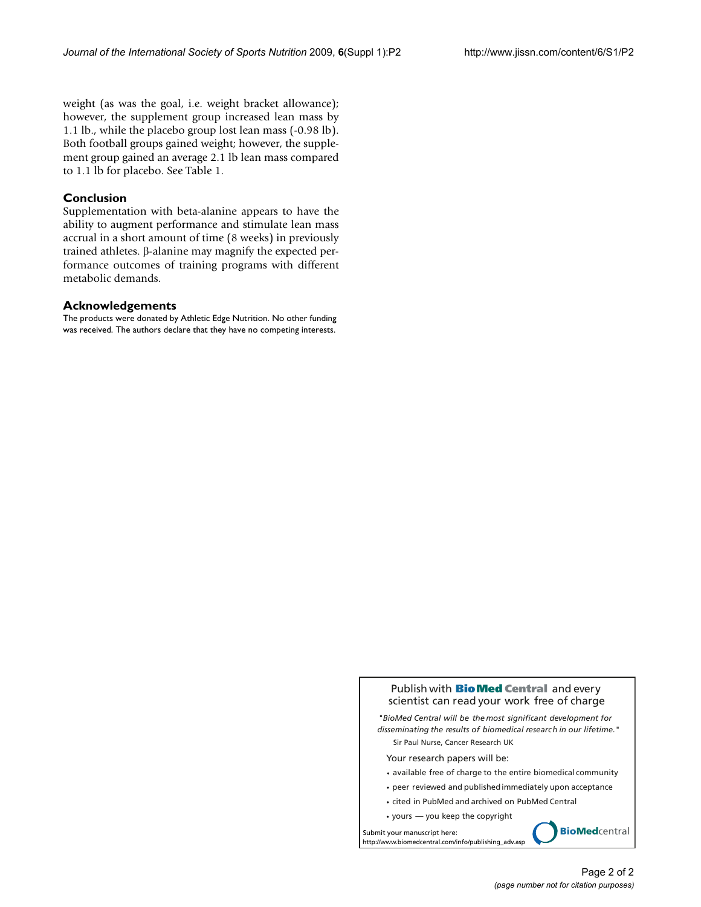weight (as was the goal, i.e. weight bracket allowance); however, the supplement group increased lean mass by 1.1 lb., while the placebo group lost lean mass (-0.98 lb). Both football groups gained weight; however, the supplement group gained an average 2.1 lb lean mass compared to 1.1 lb for placebo. See Table 1.

## Conclusion

Supplementation with beta-alanine appears to have the ability to augment performance and stimulate lean mass accrual in a short amount of time (8 weeks) in previously trained athletes. β-alanine may magnify the expected performance outcomes of training programs with different metabolic demands.

## Acknowledgements

The products were donated by Athletic Edge Nutrition. No other funding was received. The authors declare that they have no competing interests.

Publish with **BioMed Central** and every scientist can read your work free of charge

"*BioMed Central will be the most significant development for disseminating the results of biomedical research in our lifetime.*"

Sir Paul Nurse, Cancer Research UK

Your research papers will be:

- available free of charge to the entire biomedical community
- peer reviewed and published immediately upon acceptance
- cited in PubMed and archived on PubMed Central
- yours — you keep the copyright

Submit your manuscript here:
http://www.biomedcentral.com/info/publishing_adv.asp

**BioMed**central